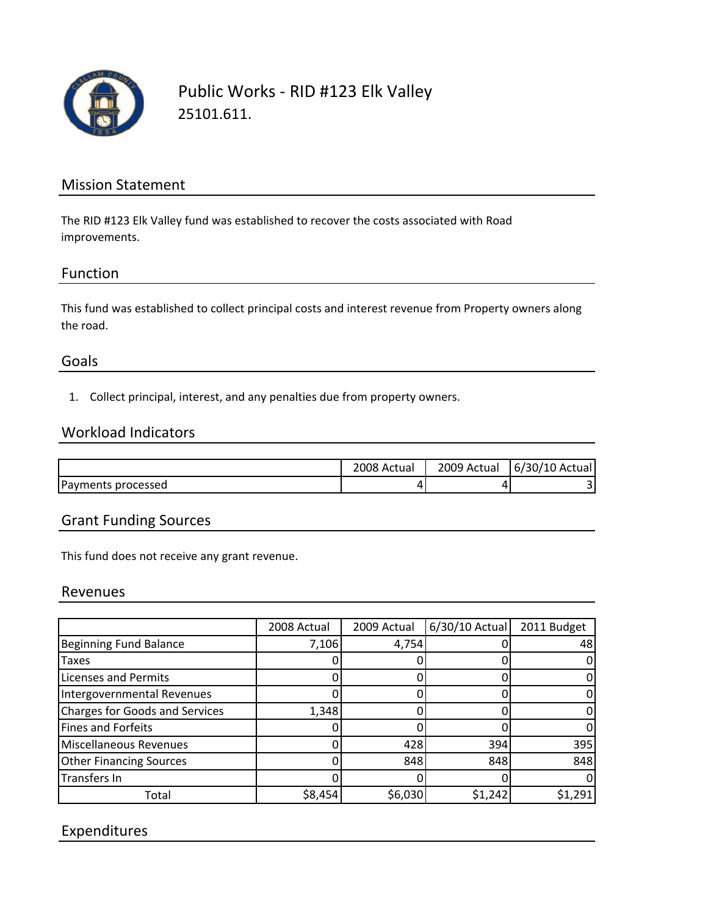# Public Works - RID #123 Elk Valley

25101.611.

## Mission Statement

The RID #123 Elk Valley fund was established to recover the costs associated with Road improvements.

## Function

This fund was established to collect principal costs and interest revenue from Property owners along the road.

## Goals

1. Collect principal, interest, and any penalties due from property owners.

## Workload Indicators

| | 2008 Actual | 2009 Actual | 6/30/10 Actual |
|---|---|---|---|
| Payments processed | 4 | 4 | 3 |

## Grant Funding Sources

This fund does not receive any grant revenue.

## Revenues

| | 2008 Actual | 2009 Actual | 6/30/10 Actual | 2011 Budget |
|---|---|---|---|---|
| Beginning Fund Balance | 7,106 | 4,754 | 0 | 48 |
| Taxes | 0 | 0 | 0 | 0 |
| Licenses and Permits | 0 | 0 | 0 | 0 |
| Intergovernmental Revenues | 0 | 0 | 0 | 0 |
| Charges for Goods and Services | 1,348 | 0 | 0 | 0 |
| Fines and Forfeits | 0 | 0 | 0 | 0 |
| Miscellaneous Revenues | 0 | 428 | 394 | 395 |
| Other Financing Sources | 0 | 848 | 848 | 848 |
| Transfers In | 0 | 0 | 0 | 0 |
| Total | $8,454 | $6,030 | $1,242 | $1,291 |

## Expenditures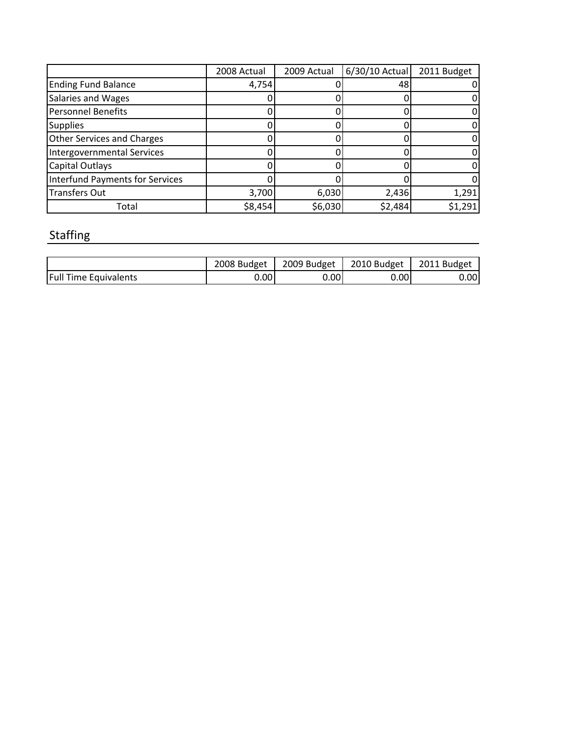| | 2008 Actual | 2009 Actual | 6/30/10 Actual | 2011 Budget |
|---|---|---|---|---|
| Ending Fund Balance | 4,754 | 0 | 48 | 0 |
| Salaries and Wages | 0 | 0 | 0 | 0 |
| Personnel Benefits | 0 | 0 | 0 | 0 |
| Supplies | 0 | 0 | 0 | 0 |
| Other Services and Charges | 0 | 0 | 0 | 0 |
| Intergovernmental Services | 0 | 0 | 0 | 0 |
| Capital Outlays | 0 | 0 | 0 | 0 |
| Interfund Payments for Services | 0 | 0 | 0 | 0 |
| Transfers Out | 3,700 | 6,030 | 2,436 | 1,291 |
| Total | $8,454 | $6,030 | $2,484 | $1,291 |

## Staffing

| | 2008 Budget | 2009 Budget | 2010 Budget | 2011 Budget |
|---|---|---|---|---|
| Full Time Equivalents | 0.00 | 0.00 | 0.00 | 0.00 |